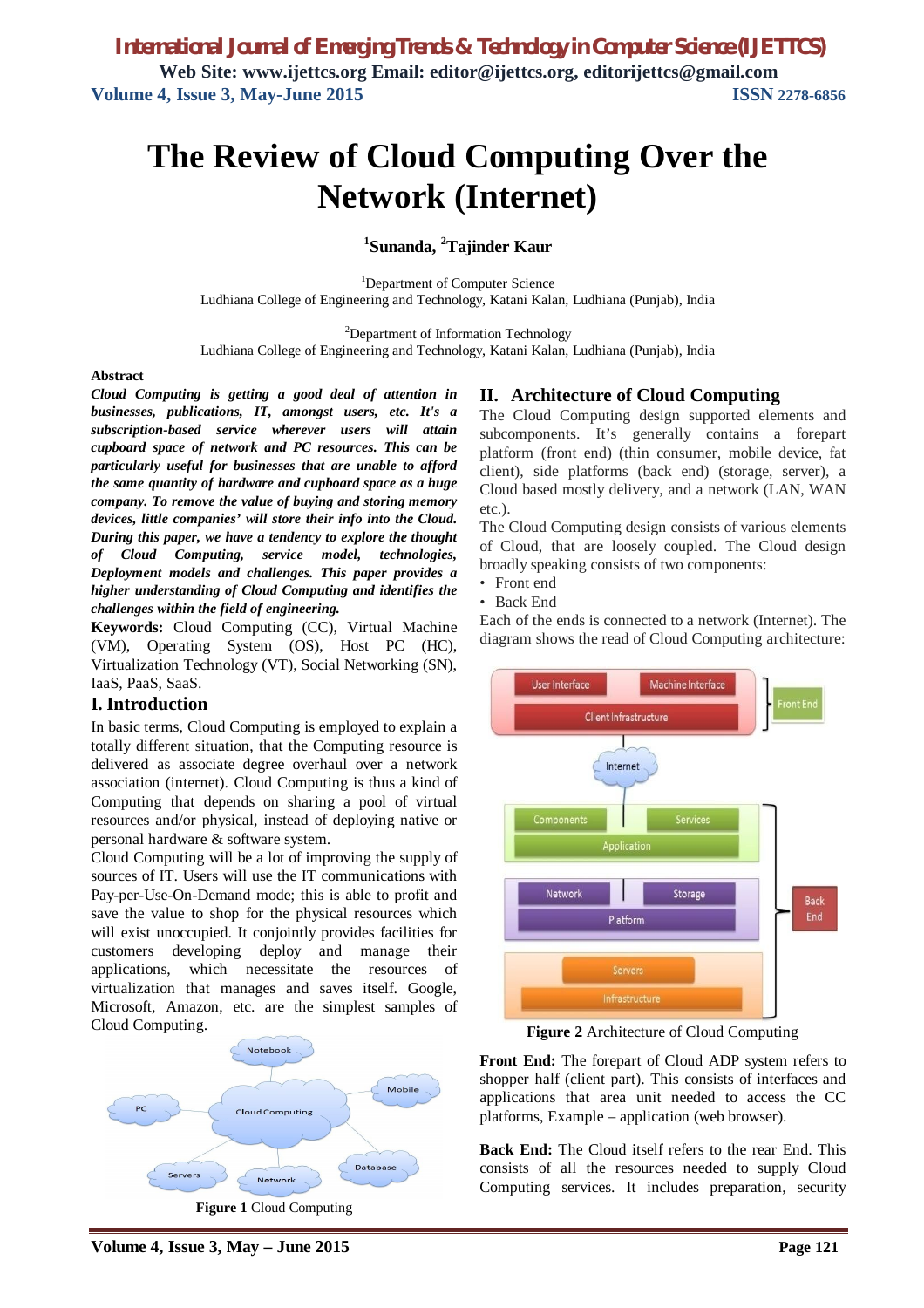# The Review of Cloud Computing Over the Network (Internet)

**[1]Sunanda, [2]Tajinder Kaur**

[1]Department of Computer Science
Ludhiana College of Engineering and Technology, Katani Kalan, Ludhiana (Punjab), India

[2]Department of Information Technology
Ludhiana College of Engineering and Technology, Katani Kalan, Ludhiana (Punjab), India

**Abstract**

***Cloud Computing is getting a good deal of attention in businesses, publications, IT, amongst users, etc. It's a subscription-based service wherever users will attain cupboard space of network and PC resources. This can be particularly useful for businesses that are unable to afford the same quantity of hardware and cupboard space as a huge company. To remove the value of buying and storing memory devices, little companies' will store their info into the Cloud. During this paper, we have a tendency to explore the thought of Cloud Computing, service model, technologies, Deployment models and challenges. This paper provides a higher understanding of Cloud Computing and identifies the challenges within the field of engineering.***

**Keywords:** Cloud Computing (CC), Virtual Machine (VM), Operating System (OS), Host PC (HC), Virtualization Technology (VT), Social Networking (SN), IaaS, PaaS, SaaS.

## I. Introduction

In basic terms, Cloud Computing is employed to explain a totally different situation, that the Computing resource is delivered as associate degree overhaul over a network association (internet). Cloud Computing is thus a kind of Computing that depends on sharing a pool of virtual resources and/or physical, instead of deploying native or personal hardware & software system.

Cloud Computing will be a lot of improving the supply of sources of IT. Users will use the IT communications with Pay-per-Use-On-Demand mode; this is able to profit and save the value to shop for the physical resources which will exist unoccupied. It conjointly provides facilities for customers developing deploy and manage their applications, which necessitate the resources of virtualization that manages and saves itself. Google, Microsoft, Amazon, etc. are the simplest samples of Cloud Computing.

**Figure 1** Cloud Computing

## II. Architecture of Cloud Computing

The Cloud Computing design supported elements and subcomponents. It's generally contains a forepart platform (front end) (thin consumer, mobile device, fat client), side platforms (back end) (storage, server), a Cloud based mostly delivery, and a network (LAN, WAN etc.).

The Cloud Computing design consists of various elements of Cloud, that are loosely coupled. The Cloud design broadly speaking consists of two components:

- Front end
- Back End

Each of the ends is connected to a network (Internet). The diagram shows the read of Cloud Computing architecture:

**Figure 2** Architecture of Cloud Computing

**Front End:** The forepart of Cloud ADP system refers to shopper half (client part). This consists of interfaces and applications that area unit needed to access the CC platforms, Example – application (web browser).

**Back End:** The Cloud itself refers to the rear End. This consists of all the resources needed to supply Cloud Computing services. It includes preparation, security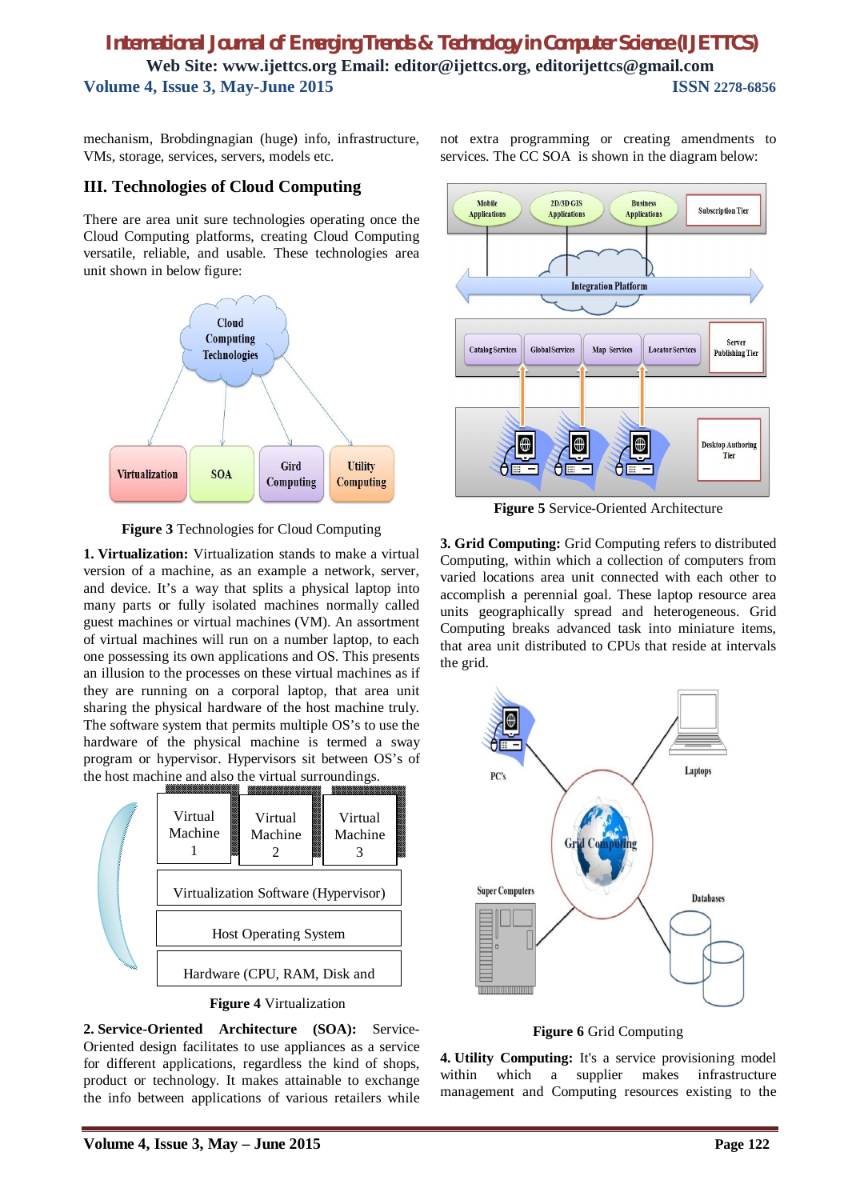mechanism, Brobdingnagian (huge) info, infrastructure, VMs, storage, services, servers, models etc.

## III. Technologies of Cloud Computing

There are area unit sure technologies operating once the Cloud Computing platforms, creating Cloud Computing versatile, reliable, and usable. These technologies area unit shown in below figure:

**Figure 3** Technologies for Cloud Computing

**1. Virtualization:** Virtualization stands to make a virtual version of a machine, as an example a network, server, and device. It's a way that splits a physical laptop into many parts or fully isolated machines normally called guest machines or virtual machines (VM). An assortment of virtual machines will run on a number laptop, to each one possessing its own applications and OS. This presents an illusion to the processes on these virtual machines as if they are running on a corporal laptop, that area unit sharing the physical hardware of the host machine truly. The software system that permits multiple OS's to use the hardware of the physical machine is termed a sway program or hypervisor. Hypervisors sit between OS's of the host machine and also the virtual surroundings.

**Figure 4** Virtualization

**2. Service-Oriented Architecture (SOA):** Service-Oriented design facilitates to use appliances as a service for different applications, regardless the kind of shops, product or technology. It makes attainable to exchange the info between applications of various retailers while not extra programming or creating amendments to services. The CC SOA is shown in the diagram below:

**Figure 5** Service-Oriented Architecture

**3. Grid Computing:** Grid Computing refers to distributed Computing, within which a collection of computers from varied locations area unit connected with each other to accomplish a perennial goal. These laptop resource area units geographically spread and heterogeneous. Grid Computing breaks advanced task into miniature items, that area unit distributed to CPUs that reside at intervals the grid.

**Figure 6** Grid Computing

**4. Utility Computing:** It's a service provisioning model within which a supplier makes infrastructure management and Computing resources existing to the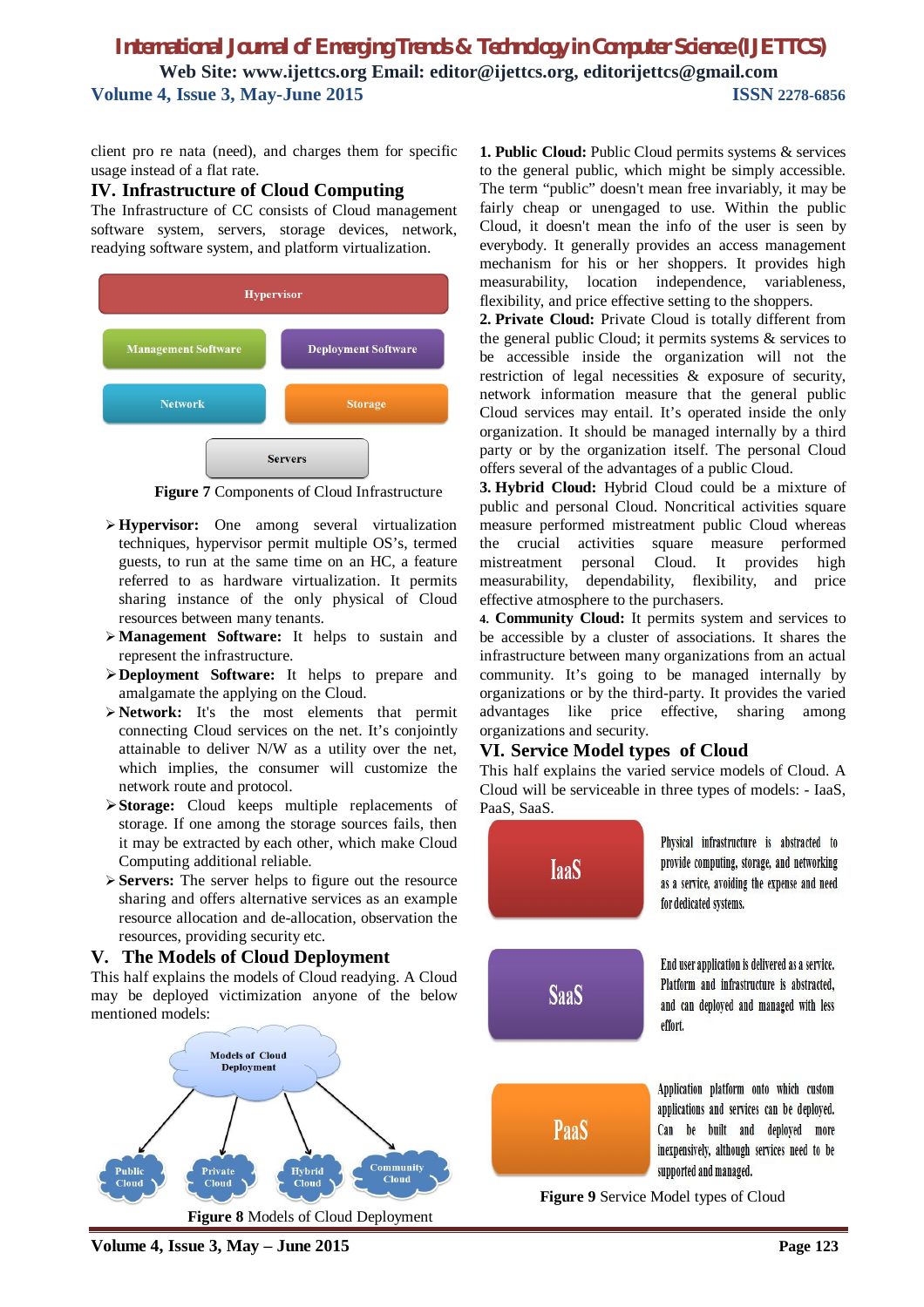client pro re nata (need), and charges them for specific usage instead of a flat rate.

## IV. Infrastructure of Cloud Computing

The Infrastructure of CC consists of Cloud management software system, servers, storage devices, network, readying software system, and platform virtualization.

Hypervisor

Management Software | Deployment Software

Network | Storage

Servers

**Figure 7** Components of Cloud Infrastructure

- **Hypervisor:** One among several virtualization techniques, hypervisor permit multiple OS's, termed guests, to run at the same time on an HC, a feature referred to as hardware virtualization. It permits sharing instance of the only physical of Cloud resources between many tenants.
- **Management Software:** It helps to sustain and represent the infrastructure.
- **Deployment Software:** It helps to prepare and amalgamate the applying on the Cloud.
- **Network:** It's the most elements that permit connecting Cloud services on the net. It's conjointly attainable to deliver N/W as a utility over the net, which implies, the consumer will customize the network route and protocol.
- **Storage:** Cloud keeps multiple replacements of storage. If one among the storage sources fails, then it may be extracted by each other, which make Cloud Computing additional reliable.
- **Servers:** The server helps to figure out the resource sharing and offers alternative services as an example resource allocation and de-allocation, observation the resources, providing security etc.

## V. The Models of Cloud Deployment

This half explains the models of Cloud readying. A Cloud may be deployed victimization anyone of the below mentioned models:

Models of Cloud Deployment

Public Cloud | Private Cloud | Hybrid Cloud | Community Cloud

**Figure 8** Models of Cloud Deployment

**1. Public Cloud:** Public Cloud permits systems & services to the general public, which might be simply accessible. The term "public" doesn't mean free invariably, it may be fairly cheap or unengaged to use. Within the public Cloud, it doesn't mean the info of the user is seen by everybody. It generally provides an access management mechanism for his or her shoppers. It provides high measurability, location independence, variableness, flexibility, and price effective setting to the shoppers.

**2. Private Cloud:** Private Cloud is totally different from the general public Cloud; it permits systems & services to be accessible inside the organization will not the restriction of legal necessities & exposure of security, network information measure that the general public Cloud services may entail. It's operated inside the only organization. It should be managed internally by a third party or by the organization itself. The personal Cloud offers several of the advantages of a public Cloud.

**3. Hybrid Cloud:** Hybrid Cloud could be a mixture of public and personal Cloud. Noncritical activities square measure performed mistreatment public Cloud whereas the crucial activities square measure performed mistreatment personal Cloud. It provides high measurability, dependability, flexibility, and price effective atmosphere to the purchasers.

**4. Community Cloud:** It permits system and services to be accessible by a cluster of associations. It shares the infrastructure between many organizations from an actual community. It's going to be managed internally by organizations or by the third-party. It provides the varied advantages like price effective, sharing among organizations and security.

## VI. Service Model types of Cloud

This half explains the varied service models of Cloud. A Cloud will be serviceable in three types of models: - IaaS, PaaS, SaaS.

**IaaS** – Physical infrastructure is abstracted to provide computing, storage, and networking as a service, avoiding the expense and need for dedicated systems.

**SaaS** – End user application is delivered as a service. Platform and infrastructure is abstracted, and can deployed and managed with less effort.

**PaaS** – Application platform onto which custom applications and services can be deployed. Can be built and deployed more inexpensively, although services need to be supported and managed.

**Figure 9** Service Model types of Cloud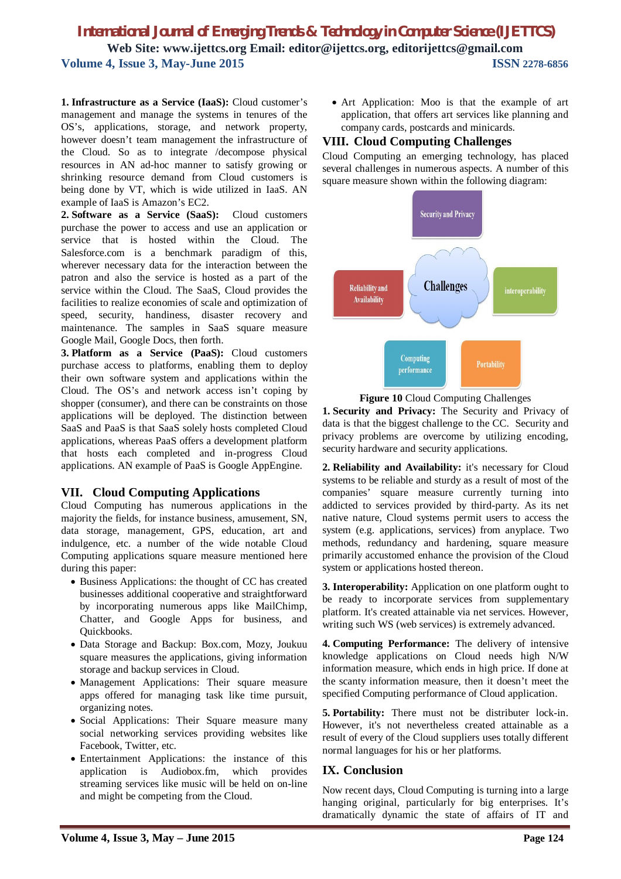**1. Infrastructure as a Service (IaaS):** Cloud customer's management and manage the systems in tenures of the OS's, applications, storage, and network property, however doesn't team management the infrastructure of the Cloud. So as to integrate /decompose physical resources in AN ad-hoc manner to satisfy growing or shrinking resource demand from Cloud customers is being done by VT, which is wide utilized in IaaS. AN example of IaaS is Amazon's EC2.

**2. Software as a Service (SaaS):** Cloud customers purchase the power to access and use an application or service that is hosted within the Cloud. The Salesforce.com is a benchmark paradigm of this, wherever necessary data for the interaction between the patron and also the service is hosted as a part of the service within the Cloud. The SaaS, Cloud provides the facilities to realize economies of scale and optimization of speed, security, handiness, disaster recovery and maintenance. The samples in SaaS square measure Google Mail, Google Docs, then forth.

**3. Platform as a Service (PaaS):** Cloud customers purchase access to platforms, enabling them to deploy their own software system and applications within the Cloud. The OS's and network access isn't coping by shopper (consumer), and there can be constraints on those applications will be deployed. The distinction between SaaS and PaaS is that SaaS solely hosts completed Cloud applications, whereas PaaS offers a development platform that hosts each completed and in-progress Cloud applications. AN example of PaaS is Google AppEngine.

## VII. Cloud Computing Applications

Cloud Computing has numerous applications in the majority the fields, for instance business, amusement, SN, data storage, management, GPS, education, art and indulgence, etc. a number of the wide notable Cloud Computing applications square measure mentioned here during this paper:

- Business Applications: the thought of CC has created businesses additional cooperative and straightforward by incorporating numerous apps like MailChimp, Chatter, and Google Apps for business, and Quickbooks.
- Data Storage and Backup: Box.com, Mozy, Joukuu square measures the applications, giving information storage and backup services in Cloud.
- Management Applications: Their square measure apps offered for managing task like time pursuit, organizing notes.
- Social Applications: Their Square measure many social networking services providing websites like Facebook, Twitter, etc.
- Entertainment Applications: the instance of this application is Audiobox.fm, which provides streaming services like music will be held on on-line and might be competing from the Cloud.
- Art Application: Moo is that the example of art application, that offers art services like planning and company cards, postcards and minicards.

## VIII. Cloud Computing Challenges

Cloud Computing an emerging technology, has placed several challenges in numerous aspects. A number of this square measure shown within the following diagram:

**Figure 10** Cloud Computing Challenges

**1. Security and Privacy:** The Security and Privacy of data is that the biggest challenge to the CC. Security and privacy problems are overcome by utilizing encoding, security hardware and security applications.

**2. Reliability and Availability:** it's necessary for Cloud systems to be reliable and sturdy as a result of most of the companies' square measure currently turning into addicted to services provided by third-party. As its net native nature, Cloud systems permit users to access the system (e.g. applications, services) from anyplace. Two methods, redundancy and hardening, square measure primarily accustomed enhance the provision of the Cloud system or applications hosted thereon.

**3. Interoperability:** Application on one platform ought to be ready to incorporate services from supplementary platform. It's created attainable via net services. However, writing such WS (web services) is extremely advanced.

**4. Computing Performance:** The delivery of intensive knowledge applications on Cloud needs high N/W information measure, which ends in high price. If done at the scanty information measure, then it doesn't meet the specified Computing performance of Cloud application.

**5. Portability:** There must not be distributer lock-in. However, it's not nevertheless created attainable as a result of every of the Cloud suppliers uses totally different normal languages for his or her platforms.

## IX. Conclusion

Now recent days, Cloud Computing is turning into a large hanging original, particularly for big enterprises. It's dramatically dynamic the state of affairs of IT and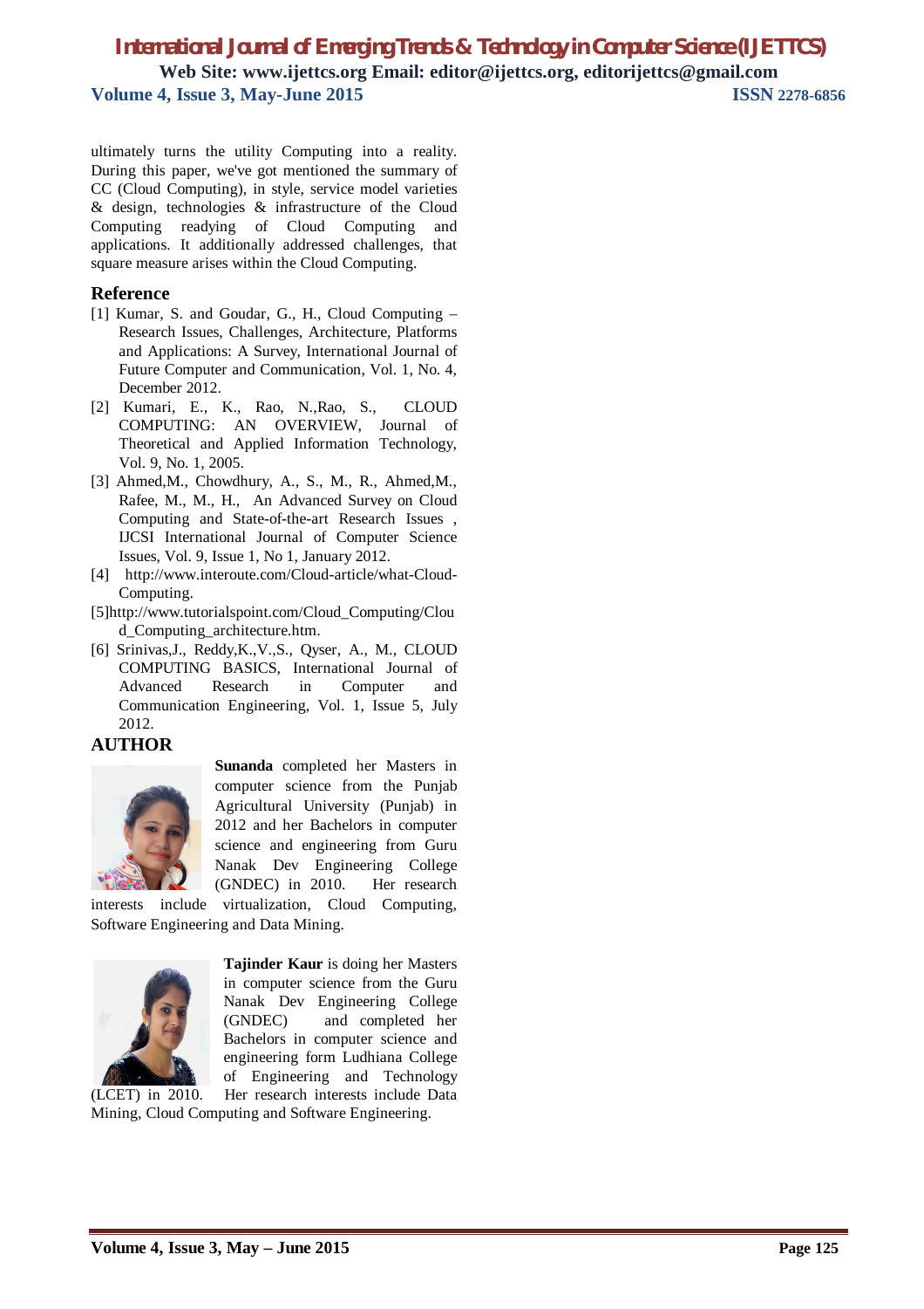ultimately turns the utility Computing into a reality. During this paper, we've got mentioned the summary of CC (Cloud Computing), in style, service model varieties & design, technologies & infrastructure of the Cloud Computing readying of Cloud Computing and applications. It additionally addressed challenges, that square measure arises within the Cloud Computing.

## Reference

[1] Kumar, S. and Goudar, G., H., Cloud Computing – Research Issues, Challenges, Architecture, Platforms and Applications: A Survey, International Journal of Future Computer and Communication, Vol. 1, No. 4, December 2012.

[2] Kumari, E., K., Rao, N.,Rao, S., CLOUD COMPUTING: AN OVERVIEW, Journal of Theoretical and Applied Information Technology, Vol. 9, No. 1, 2005.

[3] Ahmed,M., Chowdhury, A., S., M., R., Ahmed,M., Rafee, M., M., H., An Advanced Survey on Cloud Computing and State-of-the-art Research Issues , IJCSI International Journal of Computer Science Issues, Vol. 9, Issue 1, No 1, January 2012.

[4] http://www.interoute.com/Cloud-article/what-Cloud-Computing.

[5]http://www.tutorialspoint.com/Cloud_Computing/Cloud_Computing_architecture.htm.

[6] Srinivas,J., Reddy,K.,V.,S., Qyser, A., M., CLOUD COMPUTING BASICS, International Journal of Advanced Research in Computer and Communication Engineering, Vol. 1, Issue 5, July 2012.

## AUTHOR

**Sunanda** completed her Masters in computer science from the Punjab Agricultural University (Punjab) in 2012 and her Bachelors in computer science and engineering from Guru Nanak Dev Engineering College (GNDEC) in 2010. Her research interests include virtualization, Cloud Computing, Software Engineering and Data Mining.

**Tajinder Kaur** is doing her Masters in computer science from the Guru Nanak Dev Engineering College (GNDEC) and completed her Bachelors in computer science and engineering form Ludhiana College of Engineering and Technology (LCET) in 2010. Her research interests include Data Mining, Cloud Computing and Software Engineering.